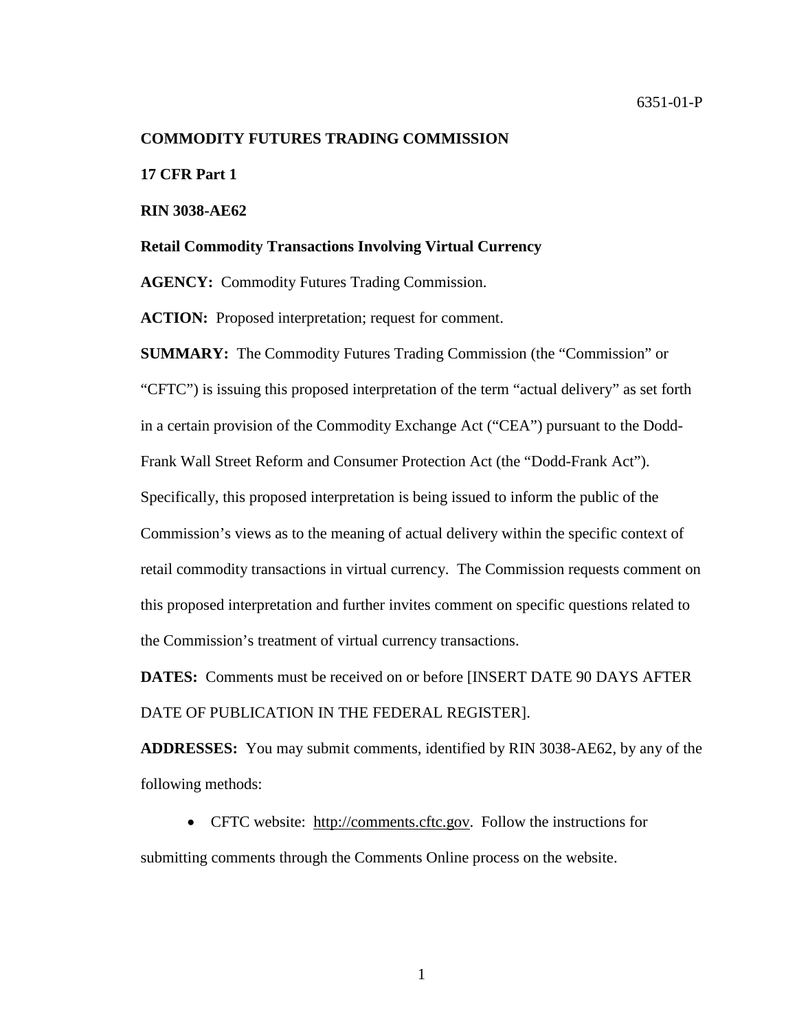6351-01-P

**COMMODITY FUTURES TRADING COMMISSION**

**17 CFR Part 1**

**RIN 3038-AE62**

**Retail Commodity Transactions Involving Virtual Currency**

**AGENCY:** Commodity Futures Trading Commission.

**ACTION:** Proposed interpretation; request for comment.

**SUMMARY:** The Commodity Futures Trading Commission (the "Commission" or "CFTC") is issuing this proposed interpretation of the term "actual delivery" as set forth in a certain provision of the Commodity Exchange Act ("CEA") pursuant to the Dodd-Frank Wall Street Reform and Consumer Protection Act (the "Dodd-Frank Act"). Specifically, this proposed interpretation is being issued to inform the public of the Commission's views as to the meaning of actual delivery within the specific context of retail commodity transactions in virtual currency. The Commission requests comment on this proposed interpretation and further invites comment on specific questions related to the Commission's treatment of virtual currency transactions.

**DATES:** Comments must be received on or before [INSERT DATE 90 DAYS AFTER DATE OF PUBLICATION IN THE FEDERAL REGISTER].

**ADDRESSES:** You may submit comments, identified by RIN 3038-AE62, by any of the following methods:

- CFTC website: http://comments.cftc.gov. Follow the instructions for submitting comments through the Comments Online process on the website.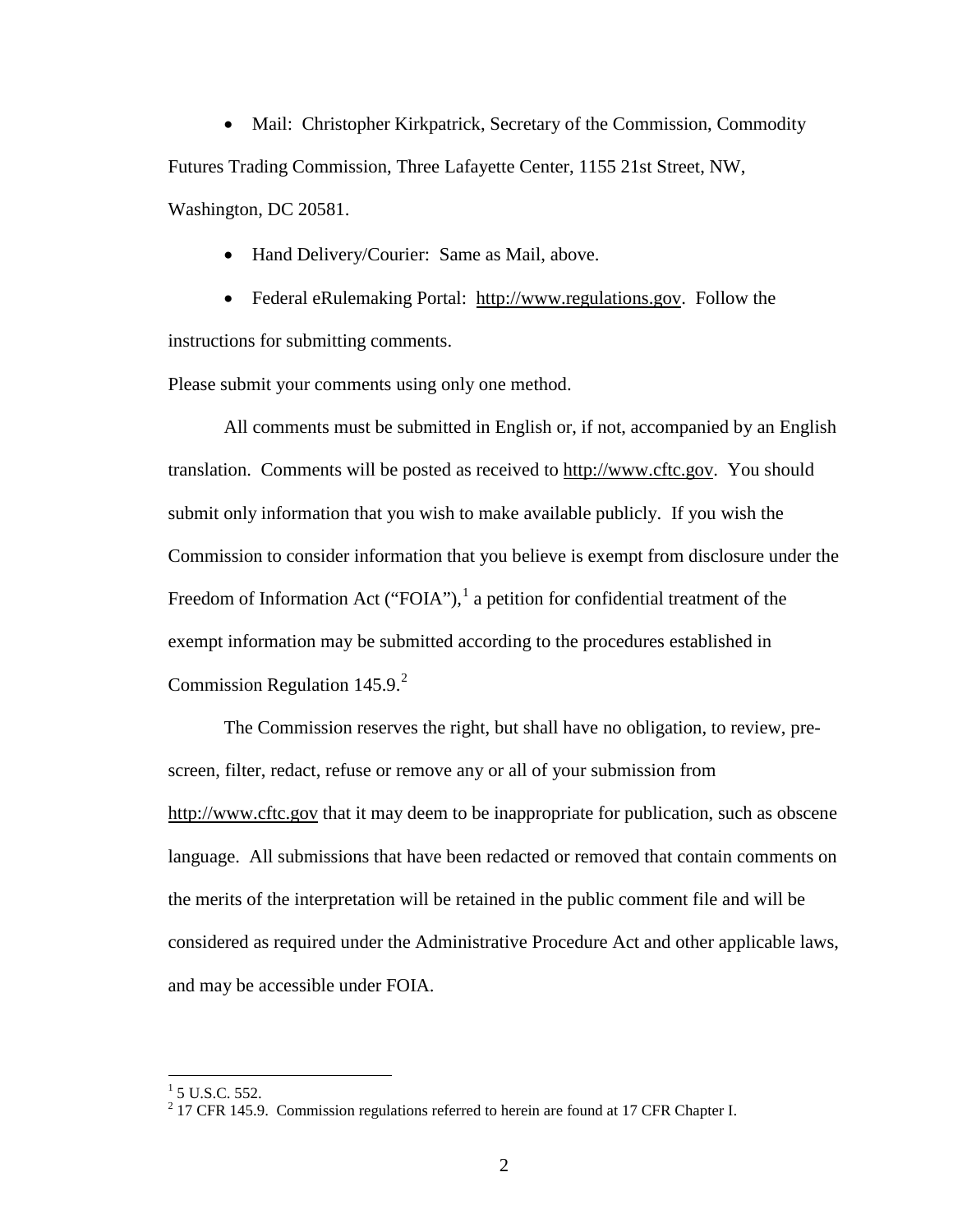- Mail: Christopher Kirkpatrick, Secretary of the Commission, Commodity Futures Trading Commission, Three Lafayette Center, 1155 21st Street, NW, Washington, DC 20581.

- Hand Delivery/Courier: Same as Mail, above.

- Federal eRulemaking Portal: http://www.regulations.gov. Follow the instructions for submitting comments.

Please submit your comments using only one method.

All comments must be submitted in English or, if not, accompanied by an English translation. Comments will be posted as received to http://www.cftc.gov. You should submit only information that you wish to make available publicly. If you wish the Commission to consider information that you believe is exempt from disclosure under the Freedom of Information Act ("FOIA"),[1] a petition for confidential treatment of the exempt information may be submitted according to the procedures established in Commission Regulation 145.9.[2]

The Commission reserves the right, but shall have no obligation, to review, pre-screen, filter, redact, refuse or remove any or all of your submission from http://www.cftc.gov that it may deem to be inappropriate for publication, such as obscene language. All submissions that have been redacted or removed that contain comments on the merits of the interpretation will be retained in the public comment file and will be considered as required under the Administrative Procedure Act and other applicable laws, and may be accessible under FOIA.

---

[1] 5 U.S.C. 552.

[2] 17 CFR 145.9. Commission regulations referred to herein are found at 17 CFR Chapter I.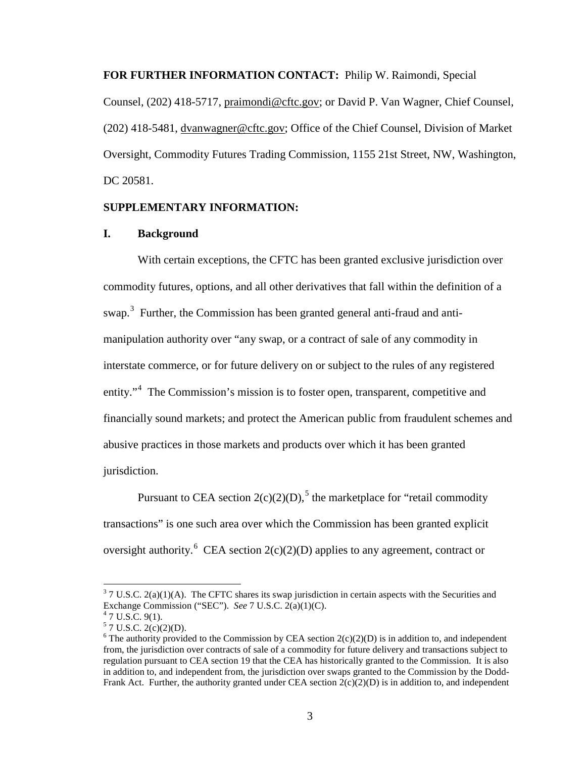**FOR FURTHER INFORMATION CONTACT:** Philip W. Raimondi, Special Counsel, (202) 418-5717, praimondi@cftc.gov; or David P. Van Wagner, Chief Counsel, (202) 418-5481, dvanwagner@cftc.gov; Office of the Chief Counsel, Division of Market Oversight, Commodity Futures Trading Commission, 1155 21st Street, NW, Washington, DC 20581.

**SUPPLEMENTARY INFORMATION:**

## I. Background

With certain exceptions, the CFTC has been granted exclusive jurisdiction over commodity futures, options, and all other derivatives that fall within the definition of a swap.[3] Further, the Commission has been granted general anti-fraud and anti-manipulation authority over "any swap, or a contract of sale of any commodity in interstate commerce, or for future delivery on or subject to the rules of any registered entity."[4] The Commission's mission is to foster open, transparent, competitive and financially sound markets; and protect the American public from fraudulent schemes and abusive practices in those markets and products over which it has been granted jurisdiction.

Pursuant to CEA section 2(c)(2)(D),[5] the marketplace for "retail commodity transactions" is one such area over which the Commission has been granted explicit oversight authority.[6] CEA section 2(c)(2)(D) applies to any agreement, contract or

---

[3] 7 U.S.C. 2(a)(1)(A). The CFTC shares its swap jurisdiction in certain aspects with the Securities and Exchange Commission ("SEC"). *See* 7 U.S.C. 2(a)(1)(C).

[4] 7 U.S.C. 9(1).

[5] 7 U.S.C. 2(c)(2)(D).

[6] The authority provided to the Commission by CEA section 2(c)(2)(D) is in addition to, and independent from, the jurisdiction over contracts of sale of a commodity for future delivery and transactions subject to regulation pursuant to CEA section 19 that the CEA has historically granted to the Commission. It is also in addition to, and independent from, the jurisdiction over swaps granted to the Commission by the Dodd-Frank Act. Further, the authority granted under CEA section 2(c)(2)(D) is in addition to, and independent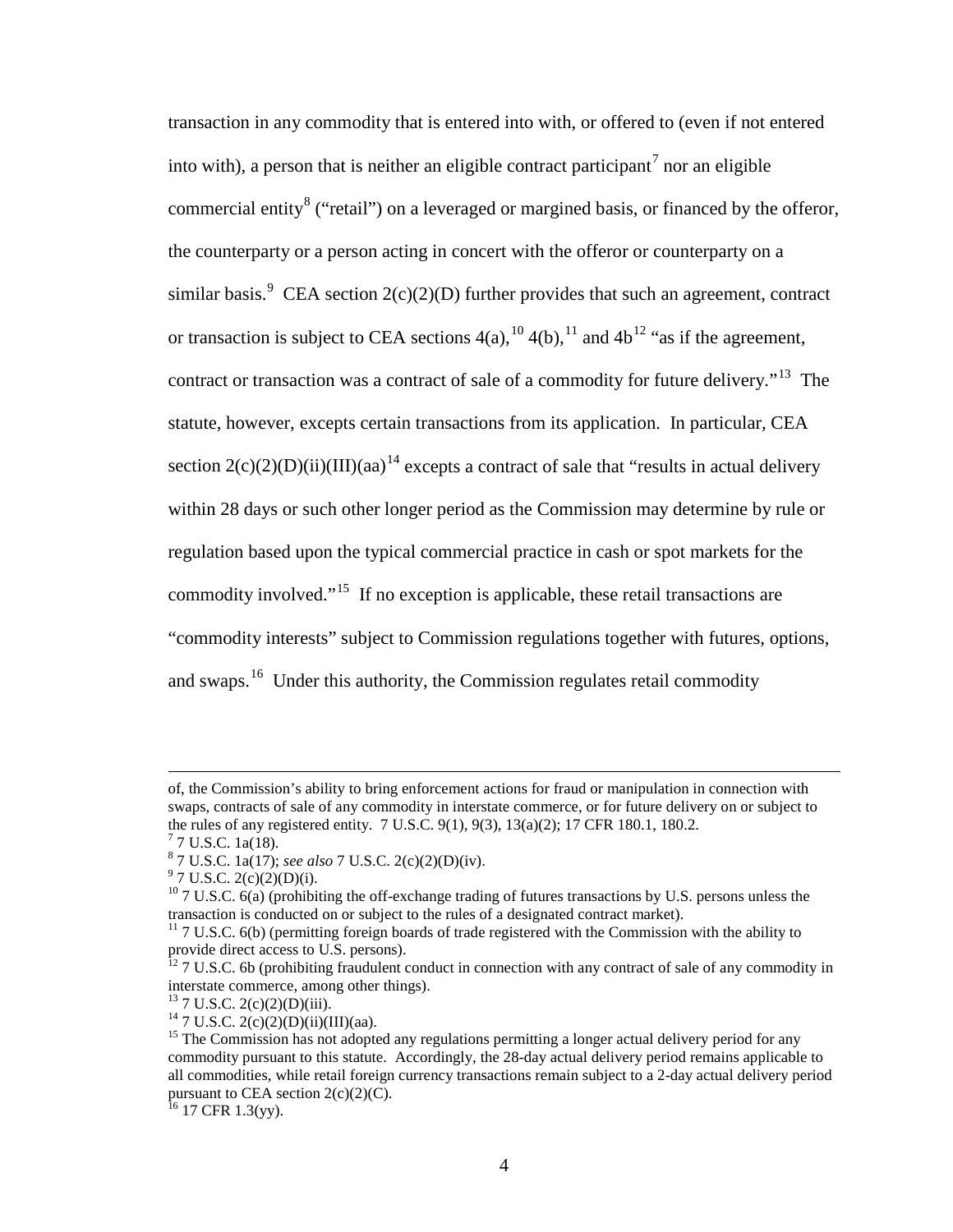transaction in any commodity that is entered into with, or offered to (even if not entered into with), a person that is neither an eligible contract participant[7] nor an eligible commercial entity[8] ("retail") on a leveraged or margined basis, or financed by the offeror, the counterparty or a person acting in concert with the offeror or counterparty on a similar basis.[9] CEA section 2(c)(2)(D) further provides that such an agreement, contract or transaction is subject to CEA sections 4(a),[10] 4(b),[11] and 4b[12] "as if the agreement, contract or transaction was a contract of sale of a commodity for future delivery."[13] The statute, however, excepts certain transactions from its application. In particular, CEA section 2(c)(2)(D)(ii)(III)(aa)[14] excepts a contract of sale that "results in actual delivery within 28 days or such other longer period as the Commission may determine by rule or regulation based upon the typical commercial practice in cash or spot markets for the commodity involved."[15] If no exception is applicable, these retail transactions are "commodity interests" subject to Commission regulations together with futures, options, and swaps.[16] Under this authority, the Commission regulates retail commodity

---

of, the Commission's ability to bring enforcement actions for fraud or manipulation in connection with swaps, contracts of sale of any commodity in interstate commerce, or for future delivery on or subject to the rules of any registered entity. 7 U.S.C. 9(1), 9(3), 13(a)(2); 17 CFR 180.1, 180.2.

[7] 7 U.S.C. 1a(18).

[8] 7 U.S.C. 1a(17); *see also* 7 U.S.C. 2(c)(2)(D)(iv).

[9] 7 U.S.C. 2(c)(2)(D)(i).

[10] 7 U.S.C. 6(a) (prohibiting the off-exchange trading of futures transactions by U.S. persons unless the transaction is conducted on or subject to the rules of a designated contract market).

[11] 7 U.S.C. 6(b) (permitting foreign boards of trade registered with the Commission with the ability to provide direct access to U.S. persons).

[12] 7 U.S.C. 6b (prohibiting fraudulent conduct in connection with any contract of sale of any commodity in interstate commerce, among other things).

[13] 7 U.S.C. 2(c)(2)(D)(iii).

[14] 7 U.S.C. 2(c)(2)(D)(ii)(III)(aa).

[15] The Commission has not adopted any regulations permitting a longer actual delivery period for any commodity pursuant to this statute. Accordingly, the 28-day actual delivery period remains applicable to all commodities, while retail foreign currency transactions remain subject to a 2-day actual delivery period pursuant to CEA section 2(c)(2)(C).

[16] 17 CFR 1.3(yy).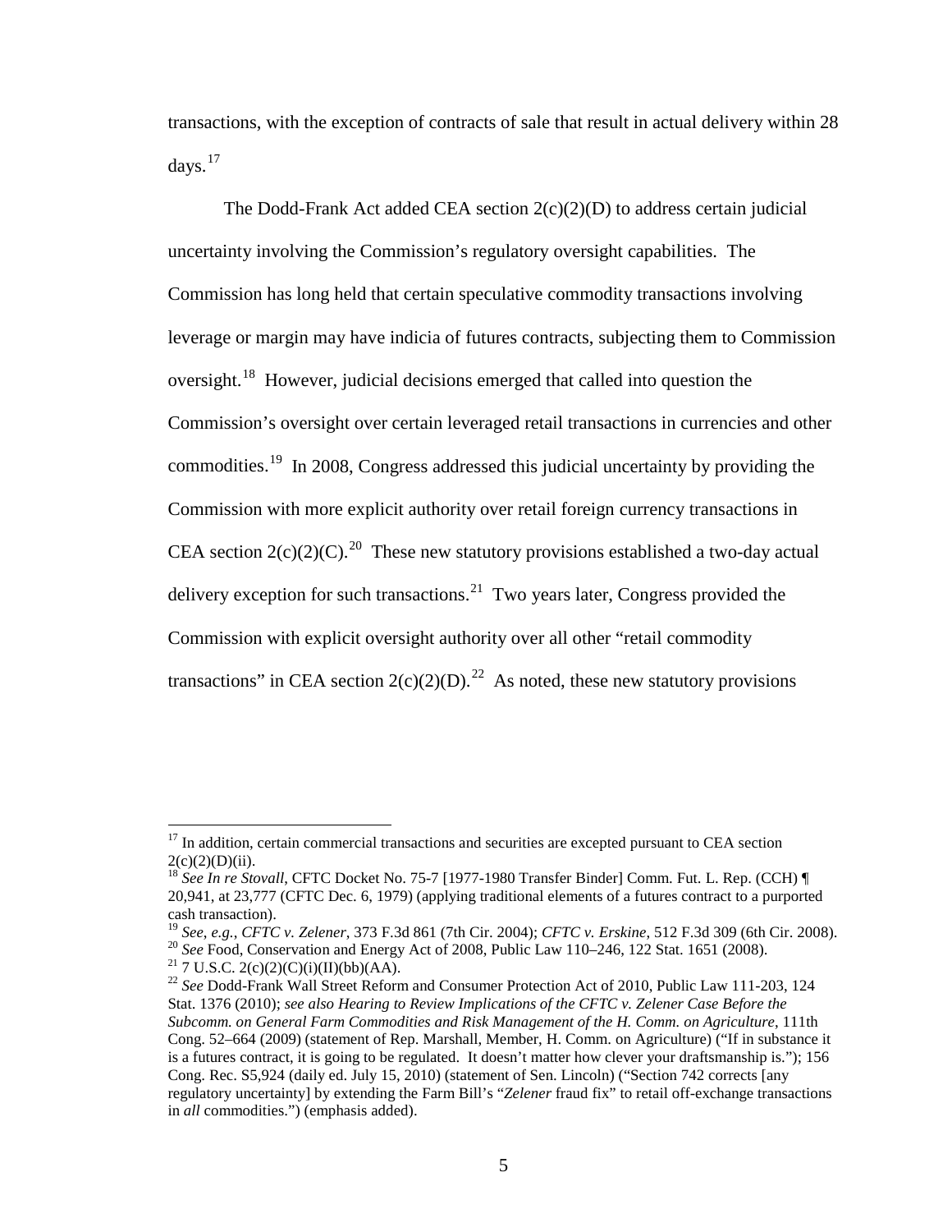transactions, with the exception of contracts of sale that result in actual delivery within 28 days.[17]

The Dodd-Frank Act added CEA section 2(c)(2)(D) to address certain judicial uncertainty involving the Commission's regulatory oversight capabilities. The Commission has long held that certain speculative commodity transactions involving leverage or margin may have indicia of futures contracts, subjecting them to Commission oversight.[18] However, judicial decisions emerged that called into question the Commission's oversight over certain leveraged retail transactions in currencies and other commodities.[19] In 2008, Congress addressed this judicial uncertainty by providing the Commission with more explicit authority over retail foreign currency transactions in CEA section 2(c)(2)(C).[20] These new statutory provisions established a two-day actual delivery exception for such transactions.[21] Two years later, Congress provided the Commission with explicit oversight authority over all other "retail commodity transactions" in CEA section 2(c)(2)(D).[22] As noted, these new statutory provisions

---

[17] In addition, certain commercial transactions and securities are excepted pursuant to CEA section 2(c)(2)(D)(ii).

[18] *See In re Stovall*, CFTC Docket No. 75-7 [1977-1980 Transfer Binder] Comm. Fut. L. Rep. (CCH) ¶ 20,941, at 23,777 (CFTC Dec. 6, 1979) (applying traditional elements of a futures contract to a purported cash transaction).

[19] *See, e.g.*, *CFTC v. Zelener*, 373 F.3d 861 (7th Cir. 2004); *CFTC v. Erskine*, 512 F.3d 309 (6th Cir. 2008).

[20] *See* Food, Conservation and Energy Act of 2008, Public Law 110–246, 122 Stat. 1651 (2008).

[21] 7 U.S.C. 2(c)(2)(C)(i)(II)(bb)(AA).

[22] *See* Dodd-Frank Wall Street Reform and Consumer Protection Act of 2010, Public Law 111-203, 124 Stat. 1376 (2010); *see also Hearing to Review Implications of the CFTC v. Zelener Case Before the Subcomm. on General Farm Commodities and Risk Management of the H. Comm. on Agriculture*, 111th Cong. 52–664 (2009) (statement of Rep. Marshall, Member, H. Comm. on Agriculture) ("If in substance it is a futures contract, it is going to be regulated. It doesn't matter how clever your draftsmanship is."); 156 Cong. Rec. S5,924 (daily ed. July 15, 2010) (statement of Sen. Lincoln) ("Section 742 corrects [any regulatory uncertainty] by extending the Farm Bill's "*Zelener* fraud fix" to retail off-exchange transactions in *all* commodities.") (emphasis added).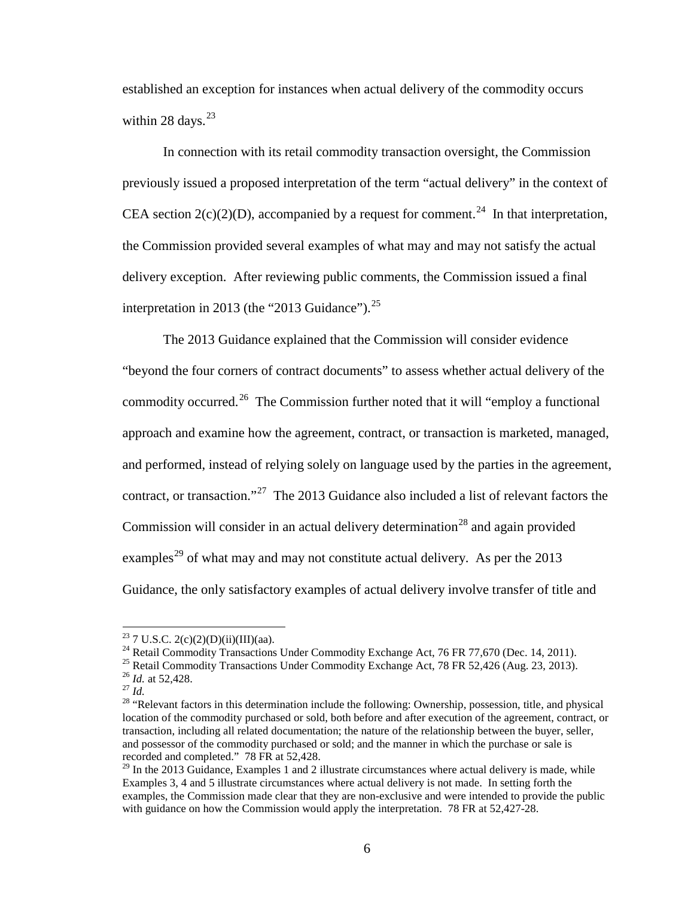established an exception for instances when actual delivery of the commodity occurs within 28 days.[23]

In connection with its retail commodity transaction oversight, the Commission previously issued a proposed interpretation of the term "actual delivery" in the context of CEA section 2(c)(2)(D), accompanied by a request for comment.[24] In that interpretation, the Commission provided several examples of what may and may not satisfy the actual delivery exception. After reviewing public comments, the Commission issued a final interpretation in 2013 (the "2013 Guidance").[25]

The 2013 Guidance explained that the Commission will consider evidence "beyond the four corners of contract documents" to assess whether actual delivery of the commodity occurred.[26] The Commission further noted that it will "employ a functional approach and examine how the agreement, contract, or transaction is marketed, managed, and performed, instead of relying solely on language used by the parties in the agreement, contract, or transaction."[27] The 2013 Guidance also included a list of relevant factors the Commission will consider in an actual delivery determination[28] and again provided examples[29] of what may and may not constitute actual delivery. As per the 2013 Guidance, the only satisfactory examples of actual delivery involve transfer of title and

---

[23] 7 U.S.C. 2(c)(2)(D)(ii)(III)(aa).

[24] Retail Commodity Transactions Under Commodity Exchange Act, 76 FR 77,670 (Dec. 14, 2011).

[25] Retail Commodity Transactions Under Commodity Exchange Act, 78 FR 52,426 (Aug. 23, 2013).

[26] *Id.* at 52,428.

[27] *Id.*

[28] "Relevant factors in this determination include the following: Ownership, possession, title, and physical location of the commodity purchased or sold, both before and after execution of the agreement, contract, or transaction, including all related documentation; the nature of the relationship between the buyer, seller, and possessor of the commodity purchased or sold; and the manner in which the purchase or sale is recorded and completed." 78 FR at 52,428.

[29] In the 2013 Guidance, Examples 1 and 2 illustrate circumstances where actual delivery is made, while Examples 3, 4 and 5 illustrate circumstances where actual delivery is not made. In setting forth the examples, the Commission made clear that they are non-exclusive and were intended to provide the public with guidance on how the Commission would apply the interpretation. 78 FR at 52,427-28.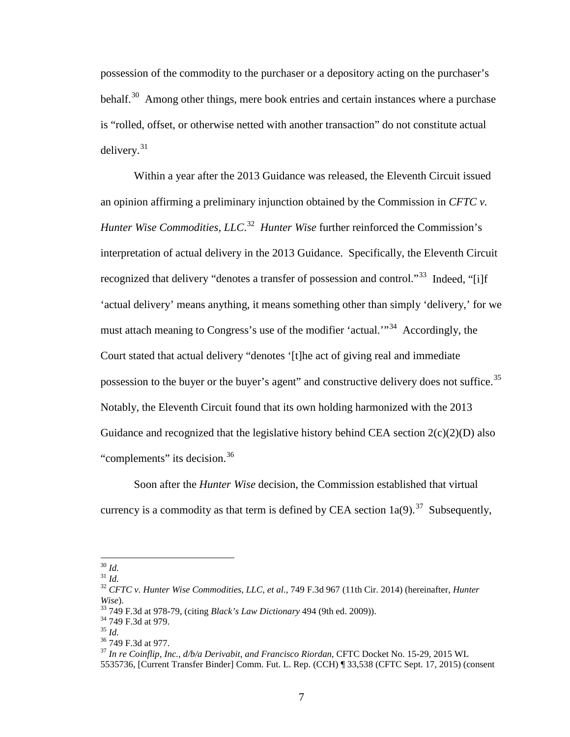possession of the commodity to the purchaser or a depository acting on the purchaser's behalf.[30] Among other things, mere book entries and certain instances where a purchase is "rolled, offset, or otherwise netted with another transaction" do not constitute actual delivery.[31]

Within a year after the 2013 Guidance was released, the Eleventh Circuit issued an opinion affirming a preliminary injunction obtained by the Commission in *CFTC v. Hunter Wise Commodities, LLC*.[32] *Hunter Wise* further reinforced the Commission's interpretation of actual delivery in the 2013 Guidance. Specifically, the Eleventh Circuit recognized that delivery "denotes a transfer of possession and control."[33] Indeed, "[i]f 'actual delivery' means anything, it means something other than simply 'delivery,' for we must attach meaning to Congress's use of the modifier 'actual.'"[34] Accordingly, the Court stated that actual delivery "denotes '[t]he act of giving real and immediate possession to the buyer or the buyer's agent" and constructive delivery does not suffice.[35] Notably, the Eleventh Circuit found that its own holding harmonized with the 2013 Guidance and recognized that the legislative history behind CEA section 2(c)(2)(D) also "complements" its decision.[36]

Soon after the *Hunter Wise* decision, the Commission established that virtual currency is a commodity as that term is defined by CEA section 1a(9).[37] Subsequently,

---

[30] *Id.*

[31] *Id.*

[32] *CFTC v. Hunter Wise Commodities, LLC, et al.*, 749 F.3d 967 (11th Cir. 2014) (hereinafter, *Hunter Wise*).

[33] 749 F.3d at 978-79, (citing *Black's Law Dictionary* 494 (9th ed. 2009)).

[34] 749 F.3d at 979.

[35] *Id.*

[36] 749 F.3d at 977.

[37] *In re Coinflip, Inc., d/b/a Derivabit, and Francisco Riordan*, CFTC Docket No. 15-29, 2015 WL 5535736, [Current Transfer Binder] Comm. Fut. L. Rep. (CCH) ¶ 33,538 (CFTC Sept. 17, 2015) (consent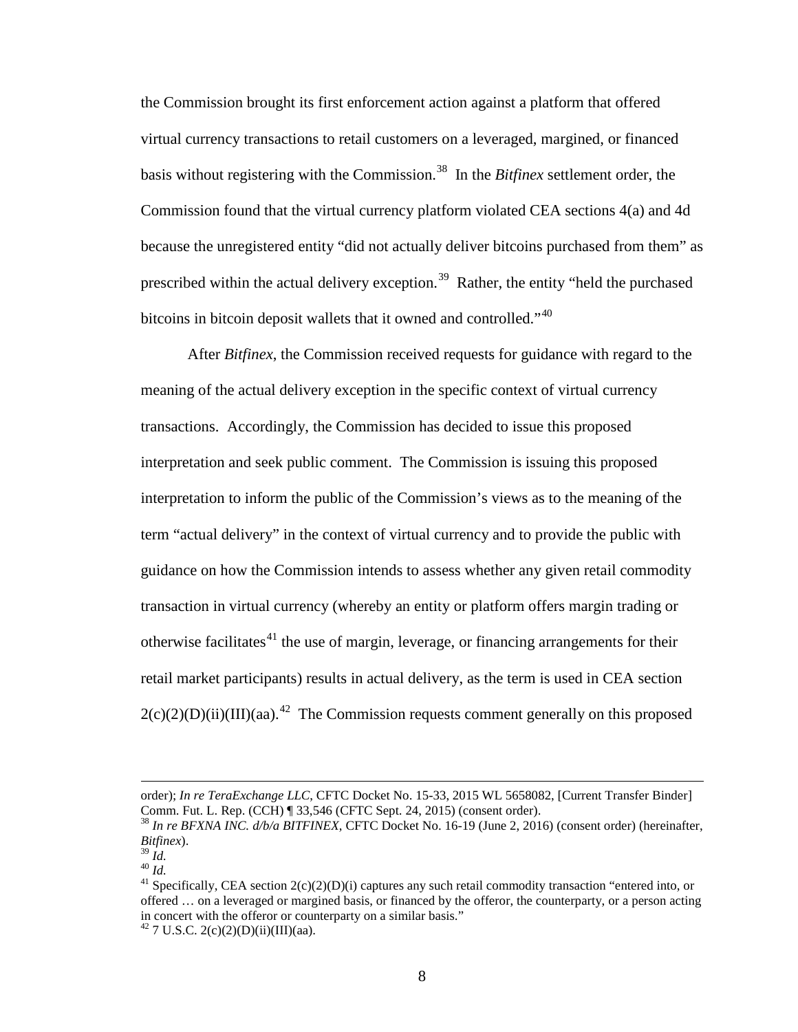the Commission brought its first enforcement action against a platform that offered virtual currency transactions to retail customers on a leveraged, margined, or financed basis without registering with the Commission.[38] In the *Bitfinex* settlement order, the Commission found that the virtual currency platform violated CEA sections 4(a) and 4d because the unregistered entity "did not actually deliver bitcoins purchased from them" as prescribed within the actual delivery exception.[39] Rather, the entity "held the purchased bitcoins in bitcoin deposit wallets that it owned and controlled."[40]

After *Bitfinex*, the Commission received requests for guidance with regard to the meaning of the actual delivery exception in the specific context of virtual currency transactions. Accordingly, the Commission has decided to issue this proposed interpretation and seek public comment. The Commission is issuing this proposed interpretation to inform the public of the Commission's views as to the meaning of the term "actual delivery" in the context of virtual currency and to provide the public with guidance on how the Commission intends to assess whether any given retail commodity transaction in virtual currency (whereby an entity or platform offers margin trading or otherwise facilitates[41] the use of margin, leverage, or financing arrangements for their retail market participants) results in actual delivery, as the term is used in CEA section 2(c)(2)(D)(ii)(III)(aa).[42] The Commission requests comment generally on this proposed

---

order); *In re TeraExchange LLC*, CFTC Docket No. 15-33, 2015 WL 5658082, [Current Transfer Binder] Comm. Fut. L. Rep. (CCH) ¶ 33,546 (CFTC Sept. 24, 2015) (consent order).

[38] *In re BFXNA INC. d/b/a BITFINEX*, CFTC Docket No. 16-19 (June 2, 2016) (consent order) (hereinafter, *Bitfinex*).

[39] *Id.*

[40] *Id.*

[41] Specifically, CEA section 2(c)(2)(D)(i) captures any such retail commodity transaction "entered into, or offered … on a leveraged or margined basis, or financed by the offeror, the counterparty, or a person acting in concert with the offeror or counterparty on a similar basis."

[42] 7 U.S.C. 2(c)(2)(D)(ii)(III)(aa).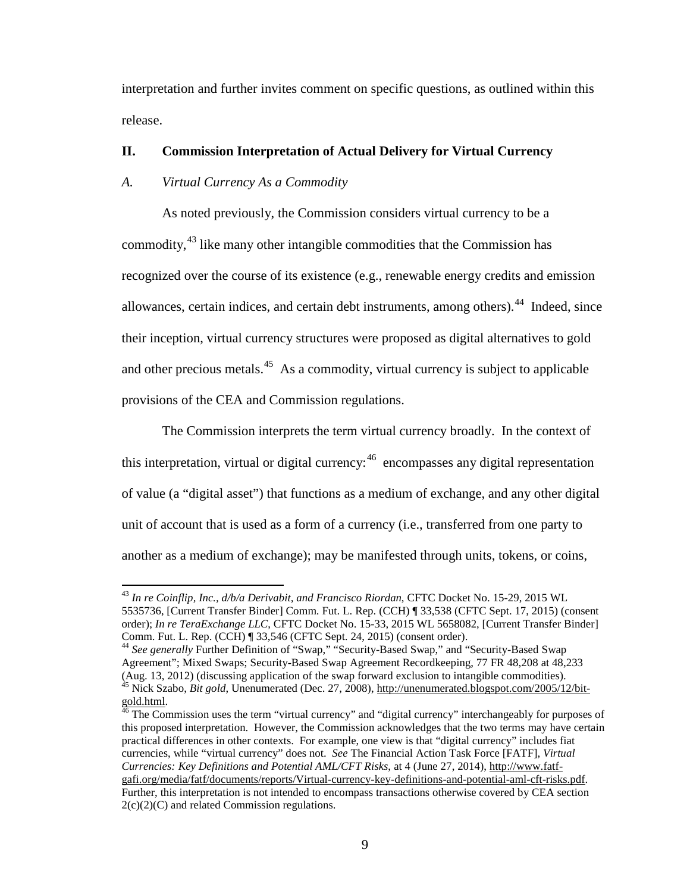interpretation and further invites comment on specific questions, as outlined within this release.

## II. Commission Interpretation of Actual Delivery for Virtual Currency

### *A. Virtual Currency As a Commodity*

As noted previously, the Commission considers virtual currency to be a commodity,[43] like many other intangible commodities that the Commission has recognized over the course of its existence (e.g., renewable energy credits and emission allowances, certain indices, and certain debt instruments, among others).[44] Indeed, since their inception, virtual currency structures were proposed as digital alternatives to gold and other precious metals.[45] As a commodity, virtual currency is subject to applicable provisions of the CEA and Commission regulations.

The Commission interprets the term virtual currency broadly. In the context of this interpretation, virtual or digital currency:[46] encompasses any digital representation of value (a "digital asset") that functions as a medium of exchange, and any other digital unit of account that is used as a form of a currency (i.e., transferred from one party to another as a medium of exchange); may be manifested through units, tokens, or coins,

---

[43] *In re Coinflip, Inc., d/b/a Derivabit, and Francisco Riordan*, CFTC Docket No. 15-29, 2015 WL 5535736, [Current Transfer Binder] Comm. Fut. L. Rep. (CCH) ¶ 33,538 (CFTC Sept. 17, 2015) (consent order); *In re TeraExchange LLC*, CFTC Docket No. 15-33, 2015 WL 5658082, [Current Transfer Binder] Comm. Fut. L. Rep. (CCH) ¶ 33,546 (CFTC Sept. 24, 2015) (consent order).

[44] *See generally* Further Definition of "Swap," "Security-Based Swap," and "Security-Based Swap Agreement"; Mixed Swaps; Security-Based Swap Agreement Recordkeeping, 77 FR 48,208 at 48,233 (Aug. 13, 2012) (discussing application of the swap forward exclusion to intangible commodities).

[45] Nick Szabo, *Bit gold*, Unenumerated (Dec. 27, 2008), http://unenumerated.blogspot.com/2005/12/bit-gold.html.

[46] The Commission uses the term "virtual currency" and "digital currency" interchangeably for purposes of this proposed interpretation. However, the Commission acknowledges that the two terms may have certain practical differences in other contexts. For example, one view is that "digital currency" includes fiat currencies, while "virtual currency" does not. *See* The Financial Action Task Force [FATF], *Virtual Currencies: Key Definitions and Potential AML/CFT Risks*, at 4 (June 27, 2014), http://www.fatf-gafi.org/media/fatf/documents/reports/Virtual-currency-key-definitions-and-potential-aml-cft-risks.pdf. Further, this interpretation is not intended to encompass transactions otherwise covered by CEA section 2(c)(2)(C) and related Commission regulations.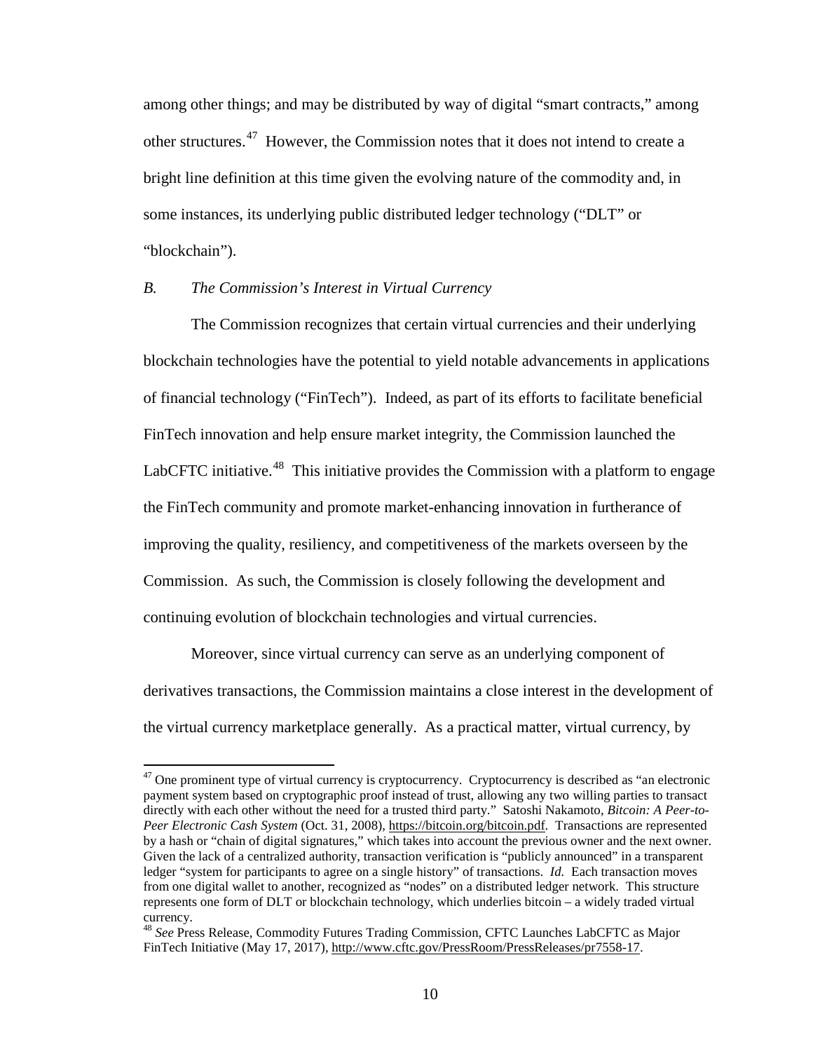among other things; and may be distributed by way of digital "smart contracts," among other structures.[47] However, the Commission notes that it does not intend to create a bright line definition at this time given the evolving nature of the commodity and, in some instances, its underlying public distributed ledger technology ("DLT" or "blockchain").

### *B. The Commission's Interest in Virtual Currency*

The Commission recognizes that certain virtual currencies and their underlying blockchain technologies have the potential to yield notable advancements in applications of financial technology ("FinTech"). Indeed, as part of its efforts to facilitate beneficial FinTech innovation and help ensure market integrity, the Commission launched the LabCFTC initiative.[48] This initiative provides the Commission with a platform to engage the FinTech community and promote market-enhancing innovation in furtherance of improving the quality, resiliency, and competitiveness of the markets overseen by the Commission. As such, the Commission is closely following the development and continuing evolution of blockchain technologies and virtual currencies.

Moreover, since virtual currency can serve as an underlying component of derivatives transactions, the Commission maintains a close interest in the development of the virtual currency marketplace generally. As a practical matter, virtual currency, by

---

[47] One prominent type of virtual currency is cryptocurrency. Cryptocurrency is described as "an electronic payment system based on cryptographic proof instead of trust, allowing any two willing parties to transact directly with each other without the need for a trusted third party." Satoshi Nakamoto, *Bitcoin: A Peer-to-Peer Electronic Cash System* (Oct. 31, 2008), https://bitcoin.org/bitcoin.pdf. Transactions are represented by a hash or "chain of digital signatures," which takes into account the previous owner and the next owner. Given the lack of a centralized authority, transaction verification is "publicly announced" in a transparent ledger "system for participants to agree on a single history" of transactions. *Id.* Each transaction moves from one digital wallet to another, recognized as "nodes" on a distributed ledger network. This structure represents one form of DLT or blockchain technology, which underlies bitcoin – a widely traded virtual currency.

[48] *See* Press Release, Commodity Futures Trading Commission, CFTC Launches LabCFTC as Major FinTech Initiative (May 17, 2017), http://www.cftc.gov/PressRoom/PressReleases/pr7558-17.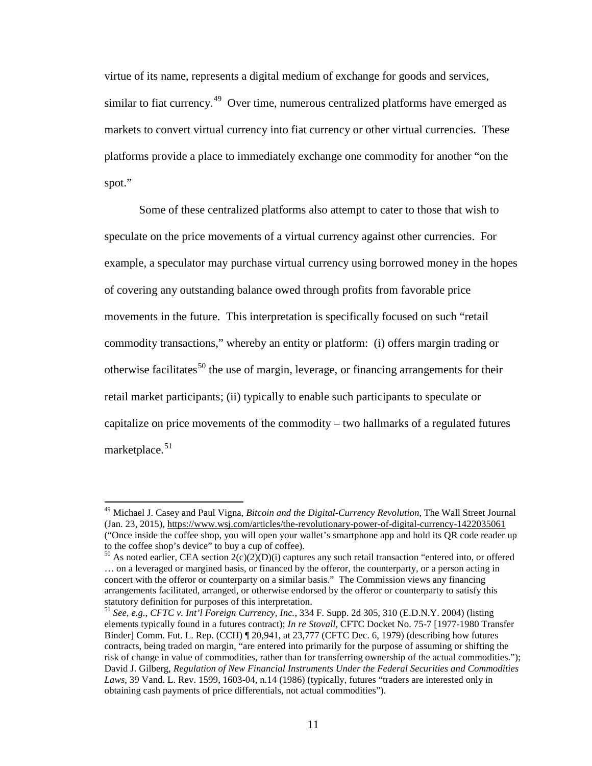virtue of its name, represents a digital medium of exchange for goods and services, similar to fiat currency.[49] Over time, numerous centralized platforms have emerged as markets to convert virtual currency into fiat currency or other virtual currencies. These platforms provide a place to immediately exchange one commodity for another "on the spot."

Some of these centralized platforms also attempt to cater to those that wish to speculate on the price movements of a virtual currency against other currencies. For example, a speculator may purchase virtual currency using borrowed money in the hopes of covering any outstanding balance owed through profits from favorable price movements in the future. This interpretation is specifically focused on such "retail commodity transactions," whereby an entity or platform: (i) offers margin trading or otherwise facilitates[50] the use of margin, leverage, or financing arrangements for their retail market participants; (ii) typically to enable such participants to speculate or capitalize on price movements of the commodity – two hallmarks of a regulated futures marketplace.[51]

---

[49] Michael J. Casey and Paul Vigna, *Bitcoin and the Digital-Currency Revolution*, The Wall Street Journal (Jan. 23, 2015), https://www.wsj.com/articles/the-revolutionary-power-of-digital-currency-1422035061 ("Once inside the coffee shop, you will open your wallet's smartphone app and hold its QR code reader up to the coffee shop's device" to buy a cup of coffee).

[50] As noted earlier, CEA section 2(c)(2)(D)(i) captures any such retail transaction "entered into, or offered … on a leveraged or margined basis, or financed by the offeror, the counterparty, or a person acting in concert with the offeror or counterparty on a similar basis." The Commission views any financing arrangements facilitated, arranged, or otherwise endorsed by the offeror or counterparty to satisfy this statutory definition for purposes of this interpretation.

[51] *See*, *e.g.*, *CFTC v. Int'l Foreign Currency, Inc.*, 334 F. Supp. 2d 305, 310 (E.D.N.Y. 2004) (listing elements typically found in a futures contract); *In re Stovall*, CFTC Docket No. 75-7 [1977-1980 Transfer Binder] Comm. Fut. L. Rep. (CCH) ¶ 20,941, at 23,777 (CFTC Dec. 6, 1979) (describing how futures contracts, being traded on margin, "are entered into primarily for the purpose of assuming or shifting the risk of change in value of commodities, rather than for transferring ownership of the actual commodities."); David J. Gilberg, *Regulation of New Financial Instruments Under the Federal Securities and Commodities Laws*, 39 Vand. L. Rev. 1599, 1603-04, n.14 (1986) (typically, futures "traders are interested only in obtaining cash payments of price differentials, not actual commodities").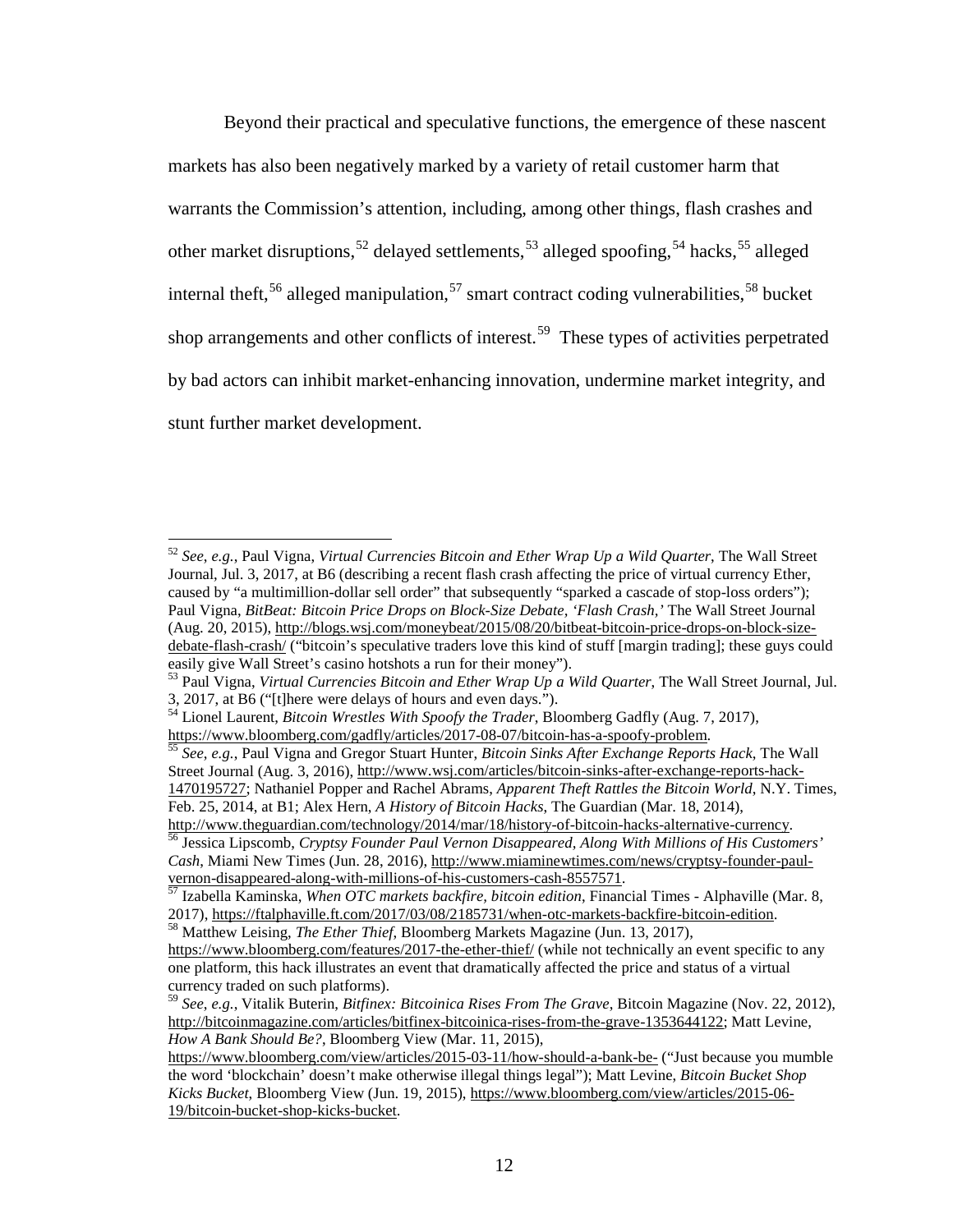Beyond their practical and speculative functions, the emergence of these nascent markets has also been negatively marked by a variety of retail customer harm that warrants the Commission's attention, including, among other things, flash crashes and other market disruptions,[52] delayed settlements,[53] alleged spoofing,[54] hacks,[55] alleged internal theft,[56] alleged manipulation,[57] smart contract coding vulnerabilities,[58] bucket shop arrangements and other conflicts of interest.[59] These types of activities perpetrated by bad actors can inhibit market-enhancing innovation, undermine market integrity, and stunt further market development.

---

[52] *See*, *e.g.*, Paul Vigna, *Virtual Currencies Bitcoin and Ether Wrap Up a Wild Quarter*, The Wall Street Journal, Jul. 3, 2017, at B6 (describing a recent flash crash affecting the price of virtual currency Ether, caused by "a multimillion-dollar sell order" that subsequently "sparked a cascade of stop-loss orders"); Paul Vigna, *BitBeat: Bitcoin Price Drops on Block-Size Debate, 'Flash Crash,'* The Wall Street Journal (Aug. 20, 2015), http://blogs.wsj.com/moneybeat/2015/08/20/bitbeat-bitcoin-price-drops-on-block-size-debate-flash-crash/ ("bitcoin's speculative traders love this kind of stuff [margin trading]; these guys could easily give Wall Street's casino hotshots a run for their money").

[53] Paul Vigna, *Virtual Currencies Bitcoin and Ether Wrap Up a Wild Quarter*, The Wall Street Journal, Jul. 3, 2017, at B6 ("[t]here were delays of hours and even days.").

[54] Lionel Laurent, *Bitcoin Wrestles With Spoofy the Trader*, Bloomberg Gadfly (Aug. 7, 2017), https://www.bloomberg.com/gadfly/articles/2017-08-07/bitcoin-has-a-spoofy-problem.

[55] *See*, *e.g.*, Paul Vigna and Gregor Stuart Hunter, *Bitcoin Sinks After Exchange Reports Hack*, The Wall Street Journal (Aug. 3, 2016), http://www.wsj.com/articles/bitcoin-sinks-after-exchange-reports-hack-1470195727; Nathaniel Popper and Rachel Abrams, *Apparent Theft Rattles the Bitcoin World*, N.Y. Times, Feb. 25, 2014, at B1; Alex Hern, *A History of Bitcoin Hacks*, The Guardian (Mar. 18, 2014), http://www.theguardian.com/technology/2014/mar/18/history-of-bitcoin-hacks-alternative-currency.

[56] Jessica Lipscomb, *Cryptsy Founder Paul Vernon Disappeared, Along With Millions of His Customers' Cash*, Miami New Times (Jun. 28, 2016), http://www.miaminewtimes.com/news/cryptsy-founder-paul-vernon-disappeared-along-with-millions-of-his-customers-cash-8557571.

[57] Izabella Kaminska, *When OTC markets backfire, bitcoin edition*, Financial Times - Alphaville (Mar. 8, 2017), https://ftalphaville.ft.com/2017/03/08/2185731/when-otc-markets-backfire-bitcoin-edition.

[58] Matthew Leising, *The Ether Thief*, Bloomberg Markets Magazine (Jun. 13, 2017), https://www.bloomberg.com/features/2017-the-ether-thief/ (while not technically an event specific to any one platform, this hack illustrates an event that dramatically affected the price and status of a virtual currency traded on such platforms).

[59] *See*, *e.g.*, Vitalik Buterin, *Bitfinex: Bitcoinica Rises From The Grave*, Bitcoin Magazine (Nov. 22, 2012), http://bitcoinmagazine.com/articles/bitfinex-bitcoinica-rises-from-the-grave-1353644122; Matt Levine, *How A Bank Should Be?*, Bloomberg View (Mar. 11, 2015), https://www.bloomberg.com/view/articles/2015-03-11/how-should-a-bank-be- ("Just because you mumble the word 'blockchain' doesn't make otherwise illegal things legal"); Matt Levine, *Bitcoin Bucket Shop Kicks Bucket*, Bloomberg View (Jun. 19, 2015), https://www.bloomberg.com/view/articles/2015-06-19/bitcoin-bucket-shop-kicks-bucket.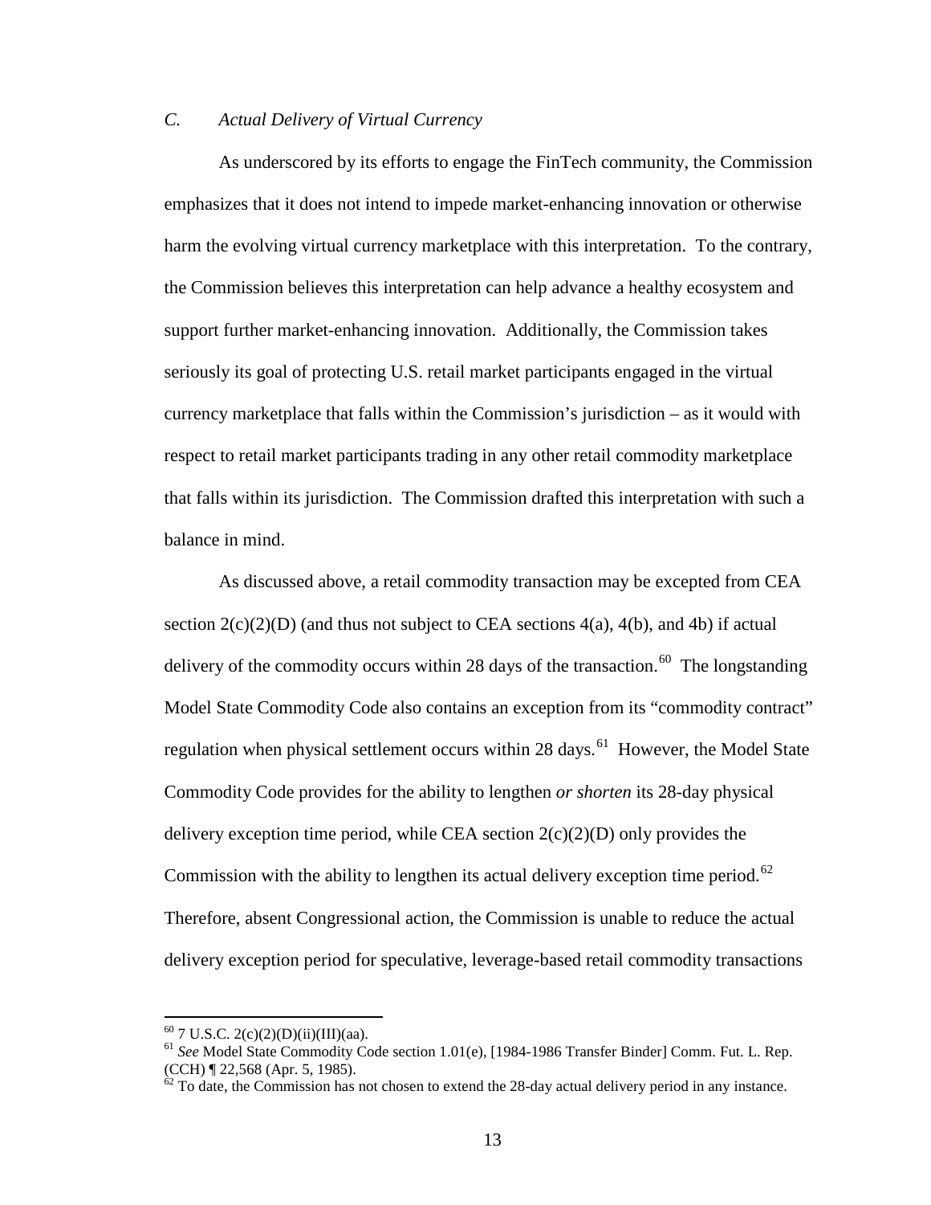### *C. Actual Delivery of Virtual Currency*

As underscored by its efforts to engage the FinTech community, the Commission emphasizes that it does not intend to impede market-enhancing innovation or otherwise harm the evolving virtual currency marketplace with this interpretation. To the contrary, the Commission believes this interpretation can help advance a healthy ecosystem and support further market-enhancing innovation. Additionally, the Commission takes seriously its goal of protecting U.S. retail market participants engaged in the virtual currency marketplace that falls within the Commission's jurisdiction – as it would with respect to retail market participants trading in any other retail commodity marketplace that falls within its jurisdiction. The Commission drafted this interpretation with such a balance in mind.

As discussed above, a retail commodity transaction may be excepted from CEA section 2(c)(2)(D) (and thus not subject to CEA sections 4(a), 4(b), and 4b) if actual delivery of the commodity occurs within 28 days of the transaction.[60] The longstanding Model State Commodity Code also contains an exception from its "commodity contract" regulation when physical settlement occurs within 28 days.[61] However, the Model State Commodity Code provides for the ability to lengthen *or shorten* its 28-day physical delivery exception time period, while CEA section 2(c)(2)(D) only provides the Commission with the ability to lengthen its actual delivery exception time period.[62] Therefore, absent Congressional action, the Commission is unable to reduce the actual delivery exception period for speculative, leverage-based retail commodity transactions

---

[60] 7 U.S.C. 2(c)(2)(D)(ii)(III)(aa).

[61] *See* Model State Commodity Code section 1.01(e), [1984-1986 Transfer Binder] Comm. Fut. L. Rep. (CCH) ¶ 22,568 (Apr. 5, 1985).

[62] To date, the Commission has not chosen to extend the 28-day actual delivery period in any instance.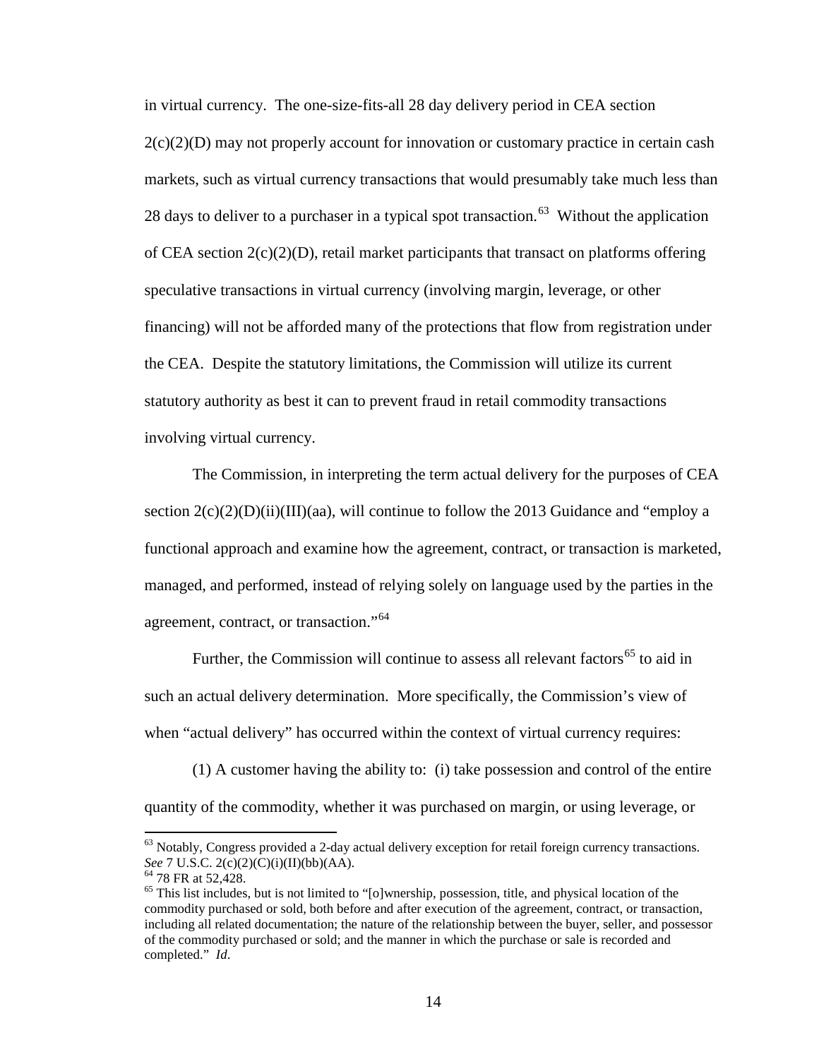in virtual currency. The one-size-fits-all 28 day delivery period in CEA section 2(c)(2)(D) may not properly account for innovation or customary practice in certain cash markets, such as virtual currency transactions that would presumably take much less than 28 days to deliver to a purchaser in a typical spot transaction.[63] Without the application of CEA section 2(c)(2)(D), retail market participants that transact on platforms offering speculative transactions in virtual currency (involving margin, leverage, or other financing) will not be afforded many of the protections that flow from registration under the CEA. Despite the statutory limitations, the Commission will utilize its current statutory authority as best it can to prevent fraud in retail commodity transactions involving virtual currency.

The Commission, in interpreting the term actual delivery for the purposes of CEA section 2(c)(2)(D)(ii)(III)(aa), will continue to follow the 2013 Guidance and "employ a functional approach and examine how the agreement, contract, or transaction is marketed, managed, and performed, instead of relying solely on language used by the parties in the agreement, contract, or transaction."[64]

Further, the Commission will continue to assess all relevant factors[65] to aid in such an actual delivery determination. More specifically, the Commission's view of when "actual delivery" has occurred within the context of virtual currency requires:

(1) A customer having the ability to: (i) take possession and control of the entire quantity of the commodity, whether it was purchased on margin, or using leverage, or

---

[63] Notably, Congress provided a 2-day actual delivery exception for retail foreign currency transactions. *See* 7 U.S.C. 2(c)(2)(C)(i)(II)(bb)(AA).

[64] 78 FR at 52,428.

[65] This list includes, but is not limited to "[o]wnership, possession, title, and physical location of the commodity purchased or sold, both before and after execution of the agreement, contract, or transaction, including all related documentation; the nature of the relationship between the buyer, seller, and possessor of the commodity purchased or sold; and the manner in which the purchase or sale is recorded and completed." *Id*.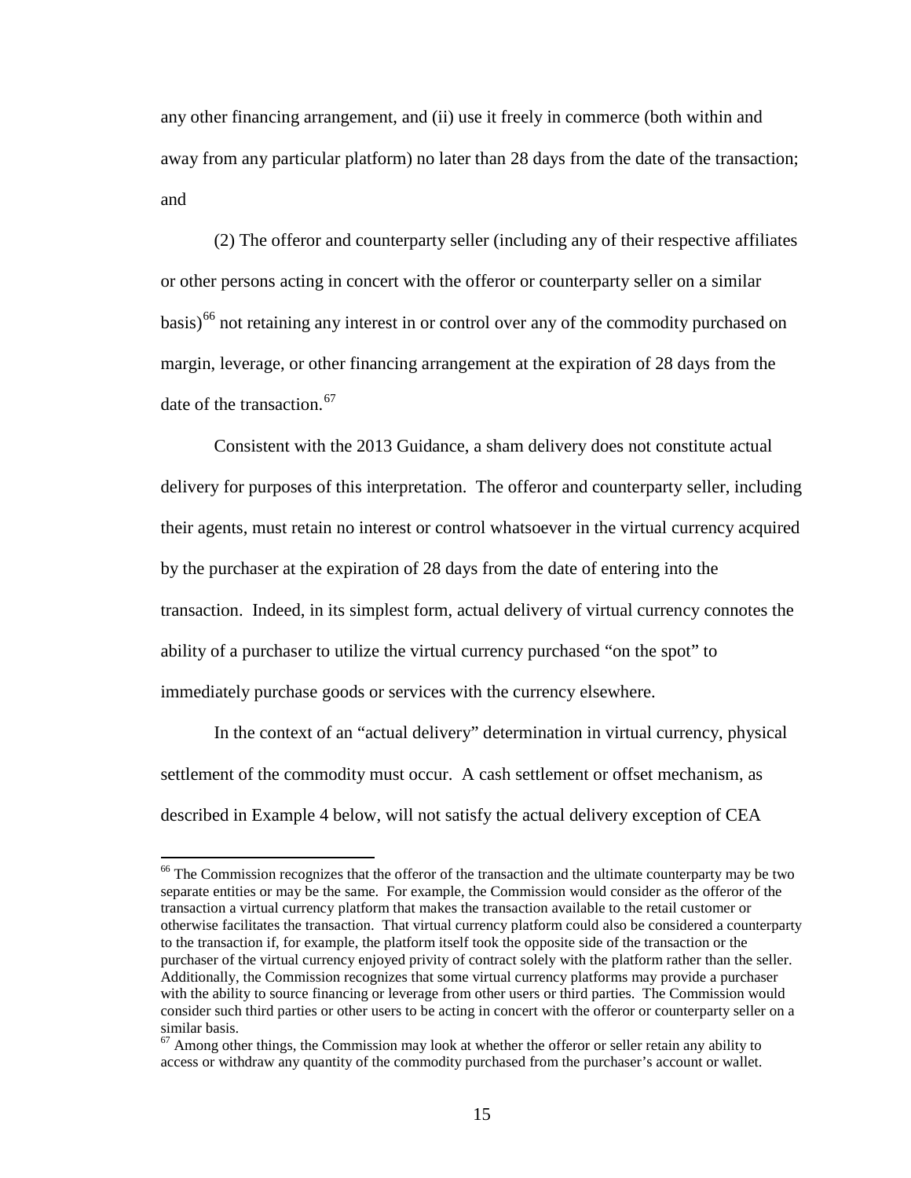any other financing arrangement, and (ii) use it freely in commerce (both within and away from any particular platform) no later than 28 days from the date of the transaction; and

(2) The offeror and counterparty seller (including any of their respective affiliates or other persons acting in concert with the offeror or counterparty seller on a similar basis)[66] not retaining any interest in or control over any of the commodity purchased on margin, leverage, or other financing arrangement at the expiration of 28 days from the date of the transaction.[67]

Consistent with the 2013 Guidance, a sham delivery does not constitute actual delivery for purposes of this interpretation. The offeror and counterparty seller, including their agents, must retain no interest or control whatsoever in the virtual currency acquired by the purchaser at the expiration of 28 days from the date of entering into the transaction. Indeed, in its simplest form, actual delivery of virtual currency connotes the ability of a purchaser to utilize the virtual currency purchased "on the spot" to immediately purchase goods or services with the currency elsewhere.

In the context of an "actual delivery" determination in virtual currency, physical settlement of the commodity must occur. A cash settlement or offset mechanism, as described in Example 4 below, will not satisfy the actual delivery exception of CEA

---

[66] The Commission recognizes that the offeror of the transaction and the ultimate counterparty may be two separate entities or may be the same. For example, the Commission would consider as the offeror of the transaction a virtual currency platform that makes the transaction available to the retail customer or otherwise facilitates the transaction. That virtual currency platform could also be considered a counterparty to the transaction if, for example, the platform itself took the opposite side of the transaction or the purchaser of the virtual currency enjoyed privity of contract solely with the platform rather than the seller. Additionally, the Commission recognizes that some virtual currency platforms may provide a purchaser with the ability to source financing or leverage from other users or third parties. The Commission would consider such third parties or other users to be acting in concert with the offeror or counterparty seller on a similar basis.

[67] Among other things, the Commission may look at whether the offeror or seller retain any ability to access or withdraw any quantity of the commodity purchased from the purchaser's account or wallet.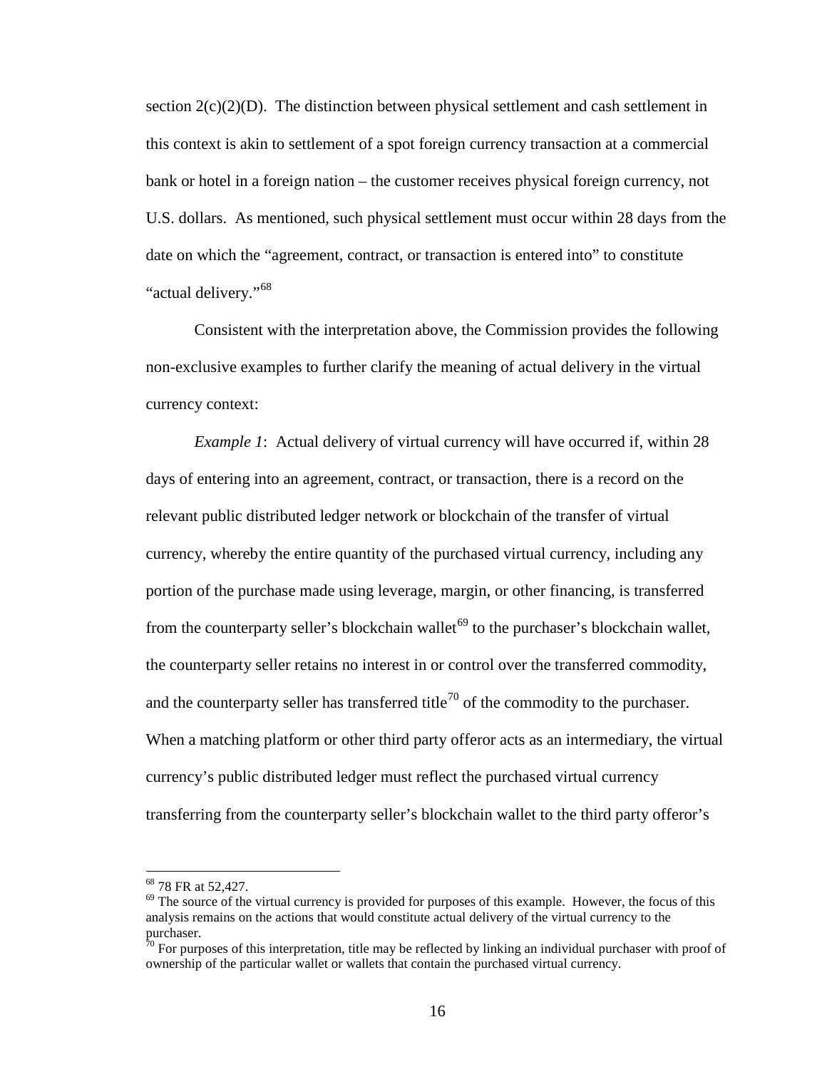section 2(c)(2)(D). The distinction between physical settlement and cash settlement in this context is akin to settlement of a spot foreign currency transaction at a commercial bank or hotel in a foreign nation – the customer receives physical foreign currency, not U.S. dollars. As mentioned, such physical settlement must occur within 28 days from the date on which the "agreement, contract, or transaction is entered into" to constitute "actual delivery."[68]

Consistent with the interpretation above, the Commission provides the following non-exclusive examples to further clarify the meaning of actual delivery in the virtual currency context:

*Example 1*: Actual delivery of virtual currency will have occurred if, within 28 days of entering into an agreement, contract, or transaction, there is a record on the relevant public distributed ledger network or blockchain of the transfer of virtual currency, whereby the entire quantity of the purchased virtual currency, including any portion of the purchase made using leverage, margin, or other financing, is transferred from the counterparty seller's blockchain wallet[69] to the purchaser's blockchain wallet, the counterparty seller retains no interest in or control over the transferred commodity, and the counterparty seller has transferred title[70] of the commodity to the purchaser. When a matching platform or other third party offeror acts as an intermediary, the virtual currency's public distributed ledger must reflect the purchased virtual currency transferring from the counterparty seller's blockchain wallet to the third party offeror's

---

[68] 78 FR at 52,427.

[69] The source of the virtual currency is provided for purposes of this example. However, the focus of this analysis remains on the actions that would constitute actual delivery of the virtual currency to the purchaser.

[70] For purposes of this interpretation, title may be reflected by linking an individual purchaser with proof of ownership of the particular wallet or wallets that contain the purchased virtual currency.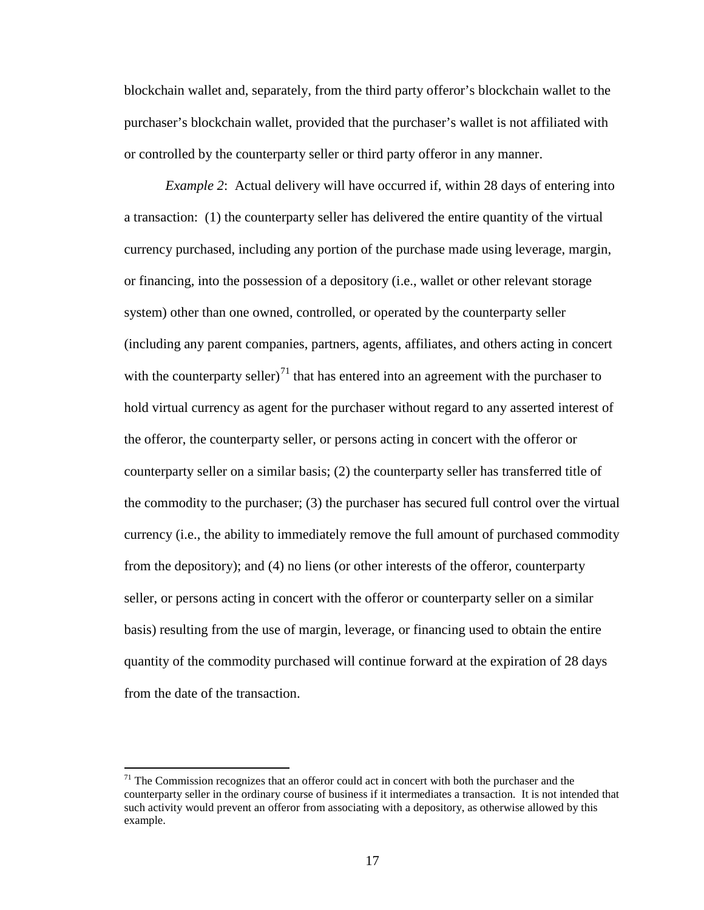blockchain wallet and, separately, from the third party offeror's blockchain wallet to the purchaser's blockchain wallet, provided that the purchaser's wallet is not affiliated with or controlled by the counterparty seller or third party offeror in any manner.

*Example 2*: Actual delivery will have occurred if, within 28 days of entering into a transaction: (1) the counterparty seller has delivered the entire quantity of the virtual currency purchased, including any portion of the purchase made using leverage, margin, or financing, into the possession of a depository (i.e., wallet or other relevant storage system) other than one owned, controlled, or operated by the counterparty seller (including any parent companies, partners, agents, affiliates, and others acting in concert with the counterparty seller)[71] that has entered into an agreement with the purchaser to hold virtual currency as agent for the purchaser without regard to any asserted interest of the offeror, the counterparty seller, or persons acting in concert with the offeror or counterparty seller on a similar basis; (2) the counterparty seller has transferred title of the commodity to the purchaser; (3) the purchaser has secured full control over the virtual currency (i.e., the ability to immediately remove the full amount of purchased commodity from the depository); and (4) no liens (or other interests of the offeror, counterparty seller, or persons acting in concert with the offeror or counterparty seller on a similar basis) resulting from the use of margin, leverage, or financing used to obtain the entire quantity of the commodity purchased will continue forward at the expiration of 28 days from the date of the transaction.

---

[71] The Commission recognizes that an offeror could act in concert with both the purchaser and the counterparty seller in the ordinary course of business if it intermediates a transaction. It is not intended that such activity would prevent an offeror from associating with a depository, as otherwise allowed by this example.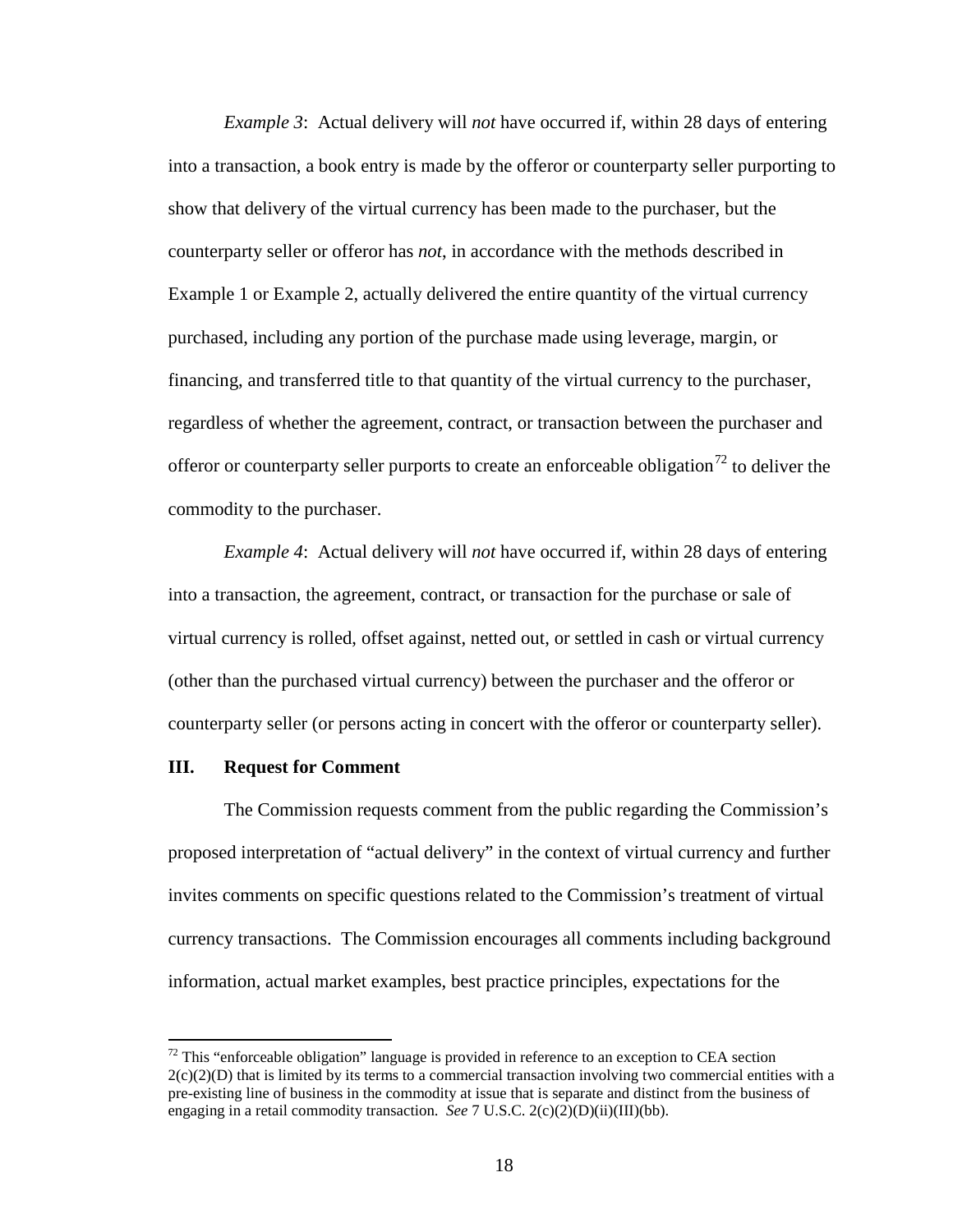*Example 3*: Actual delivery will *not* have occurred if, within 28 days of entering into a transaction, a book entry is made by the offeror or counterparty seller purporting to show that delivery of the virtual currency has been made to the purchaser, but the counterparty seller or offeror has *not*, in accordance with the methods described in Example 1 or Example 2, actually delivered the entire quantity of the virtual currency purchased, including any portion of the purchase made using leverage, margin, or financing, and transferred title to that quantity of the virtual currency to the purchaser, regardless of whether the agreement, contract, or transaction between the purchaser and offeror or counterparty seller purports to create an enforceable obligation[72] to deliver the commodity to the purchaser.

*Example 4*: Actual delivery will *not* have occurred if, within 28 days of entering into a transaction, the agreement, contract, or transaction for the purchase or sale of virtual currency is rolled, offset against, netted out, or settled in cash or virtual currency (other than the purchased virtual currency) between the purchaser and the offeror or counterparty seller (or persons acting in concert with the offeror or counterparty seller).

## III. Request for Comment

The Commission requests comment from the public regarding the Commission's proposed interpretation of "actual delivery" in the context of virtual currency and further invites comments on specific questions related to the Commission's treatment of virtual currency transactions. The Commission encourages all comments including background information, actual market examples, best practice principles, expectations for the

---

[72] This "enforceable obligation" language is provided in reference to an exception to CEA section 2(c)(2)(D) that is limited by its terms to a commercial transaction involving two commercial entities with a pre-existing line of business in the commodity at issue that is separate and distinct from the business of engaging in a retail commodity transaction. *See* 7 U.S.C. 2(c)(2)(D)(ii)(III)(bb).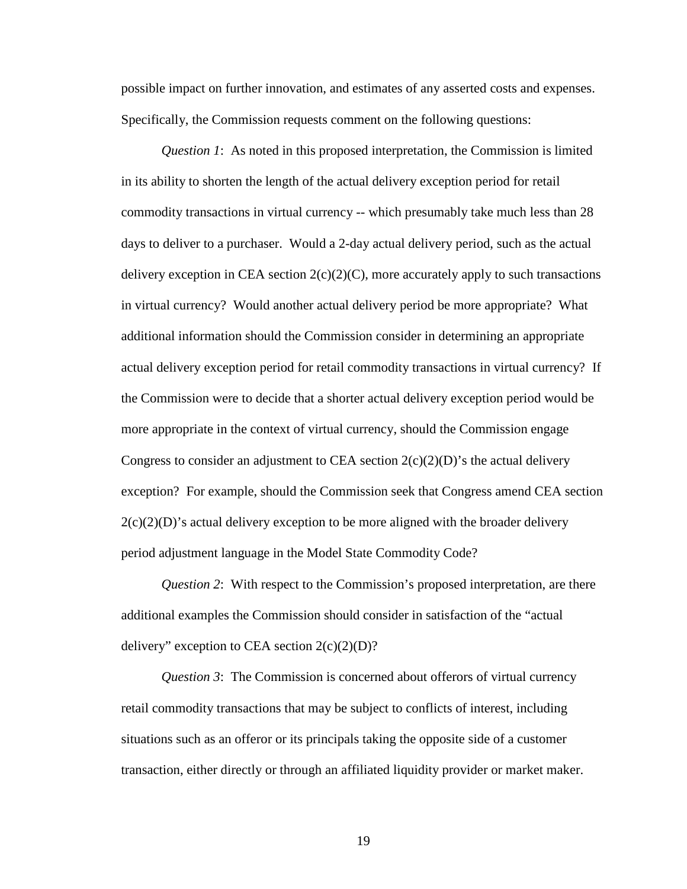possible impact on further innovation, and estimates of any asserted costs and expenses. Specifically, the Commission requests comment on the following questions:

*Question 1*: As noted in this proposed interpretation, the Commission is limited in its ability to shorten the length of the actual delivery exception period for retail commodity transactions in virtual currency -- which presumably take much less than 28 days to deliver to a purchaser. Would a 2-day actual delivery period, such as the actual delivery exception in CEA section 2(c)(2)(C), more accurately apply to such transactions in virtual currency? Would another actual delivery period be more appropriate? What additional information should the Commission consider in determining an appropriate actual delivery exception period for retail commodity transactions in virtual currency? If the Commission were to decide that a shorter actual delivery exception period would be more appropriate in the context of virtual currency, should the Commission engage Congress to consider an adjustment to CEA section 2(c)(2)(D)'s the actual delivery exception? For example, should the Commission seek that Congress amend CEA section 2(c)(2)(D)'s actual delivery exception to be more aligned with the broader delivery period adjustment language in the Model State Commodity Code?

*Question 2*: With respect to the Commission's proposed interpretation, are there additional examples the Commission should consider in satisfaction of the "actual delivery" exception to CEA section 2(c)(2)(D)?

*Question 3*: The Commission is concerned about offerors of virtual currency retail commodity transactions that may be subject to conflicts of interest, including situations such as an offeror or its principals taking the opposite side of a customer transaction, either directly or through an affiliated liquidity provider or market maker.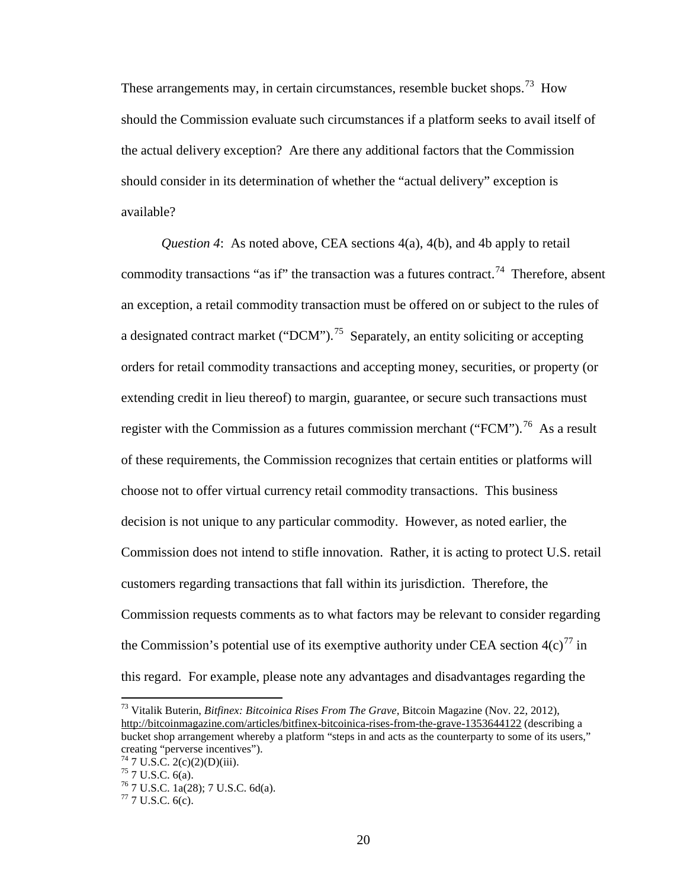These arrangements may, in certain circumstances, resemble bucket shops.[73] How should the Commission evaluate such circumstances if a platform seeks to avail itself of the actual delivery exception? Are there any additional factors that the Commission should consider in its determination of whether the "actual delivery" exception is available?

*Question 4*: As noted above, CEA sections 4(a), 4(b), and 4b apply to retail commodity transactions "as if" the transaction was a futures contract.[74] Therefore, absent an exception, a retail commodity transaction must be offered on or subject to the rules of a designated contract market ("DCM").[75] Separately, an entity soliciting or accepting orders for retail commodity transactions and accepting money, securities, or property (or extending credit in lieu thereof) to margin, guarantee, or secure such transactions must register with the Commission as a futures commission merchant ("FCM").[76] As a result of these requirements, the Commission recognizes that certain entities or platforms will choose not to offer virtual currency retail commodity transactions. This business decision is not unique to any particular commodity. However, as noted earlier, the Commission does not intend to stifle innovation. Rather, it is acting to protect U.S. retail customers regarding transactions that fall within its jurisdiction. Therefore, the Commission requests comments as to what factors may be relevant to consider regarding the Commission's potential use of its exemptive authority under CEA section 4(c)[77] in this regard. For example, please note any advantages and disadvantages regarding the

---

[73] Vitalik Buterin, *Bitfinex: Bitcoinica Rises From The Grave*, Bitcoin Magazine (Nov. 22, 2012), http://bitcoinmagazine.com/articles/bitfinex-bitcoinica-rises-from-the-grave-1353644122 (describing a bucket shop arrangement whereby a platform "steps in and acts as the counterparty to some of its users," creating "perverse incentives").

[74] 7 U.S.C. 2(c)(2)(D)(iii).

[75] 7 U.S.C. 6(a).

[76] 7 U.S.C. 1a(28); 7 U.S.C. 6d(a).

[77] 7 U.S.C. 6(c).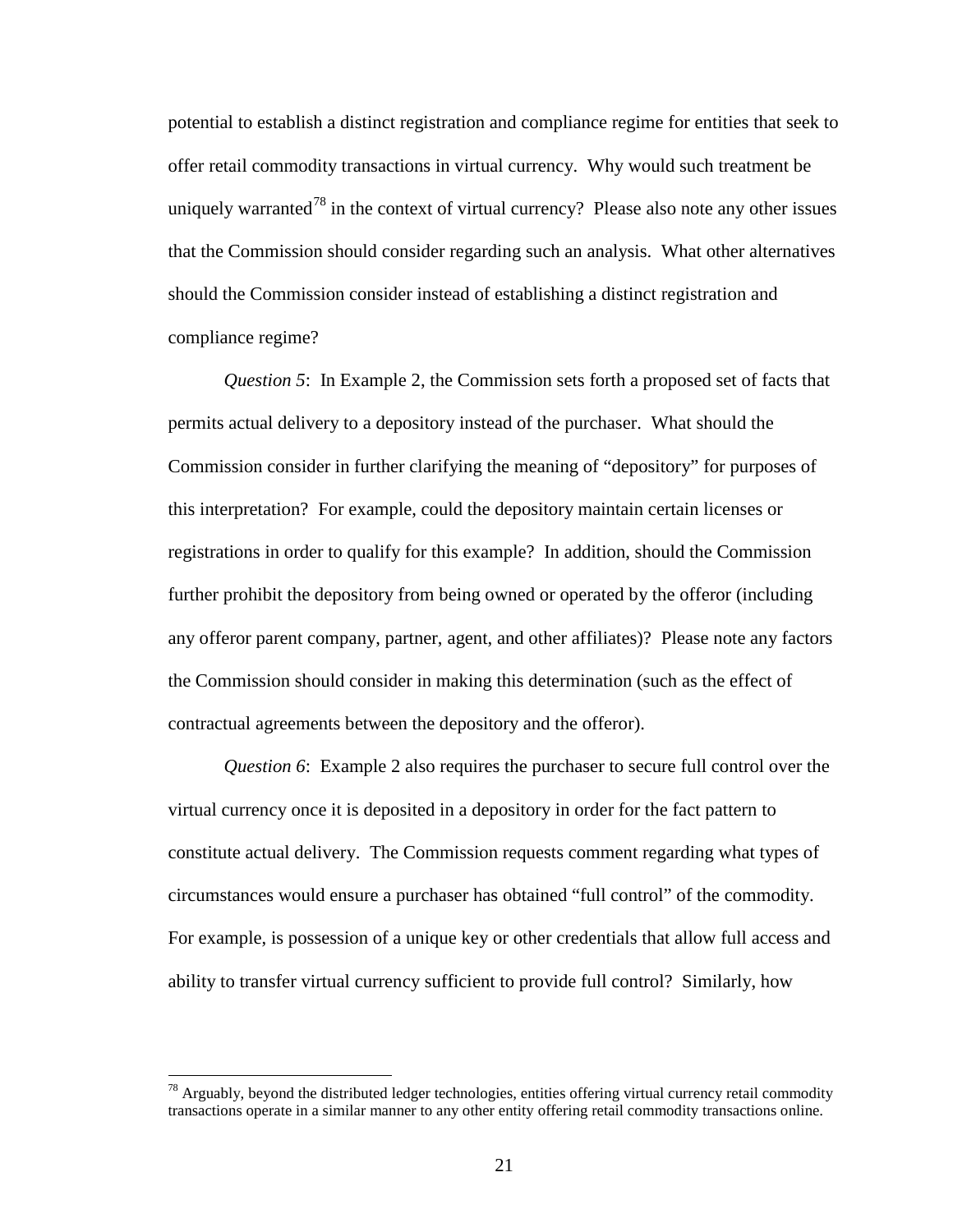potential to establish a distinct registration and compliance regime for entities that seek to offer retail commodity transactions in virtual currency. Why would such treatment be uniquely warranted[78] in the context of virtual currency? Please also note any other issues that the Commission should consider regarding such an analysis. What other alternatives should the Commission consider instead of establishing a distinct registration and compliance regime?

*Question 5*: In Example 2, the Commission sets forth a proposed set of facts that permits actual delivery to a depository instead of the purchaser. What should the Commission consider in further clarifying the meaning of "depository" for purposes of this interpretation? For example, could the depository maintain certain licenses or registrations in order to qualify for this example? In addition, should the Commission further prohibit the depository from being owned or operated by the offeror (including any offeror parent company, partner, agent, and other affiliates)? Please note any factors the Commission should consider in making this determination (such as the effect of contractual agreements between the depository and the offeror).

*Question 6*: Example 2 also requires the purchaser to secure full control over the virtual currency once it is deposited in a depository in order for the fact pattern to constitute actual delivery. The Commission requests comment regarding what types of circumstances would ensure a purchaser has obtained "full control" of the commodity. For example, is possession of a unique key or other credentials that allow full access and ability to transfer virtual currency sufficient to provide full control? Similarly, how

---

[78] Arguably, beyond the distributed ledger technologies, entities offering virtual currency retail commodity transactions operate in a similar manner to any other entity offering retail commodity transactions online.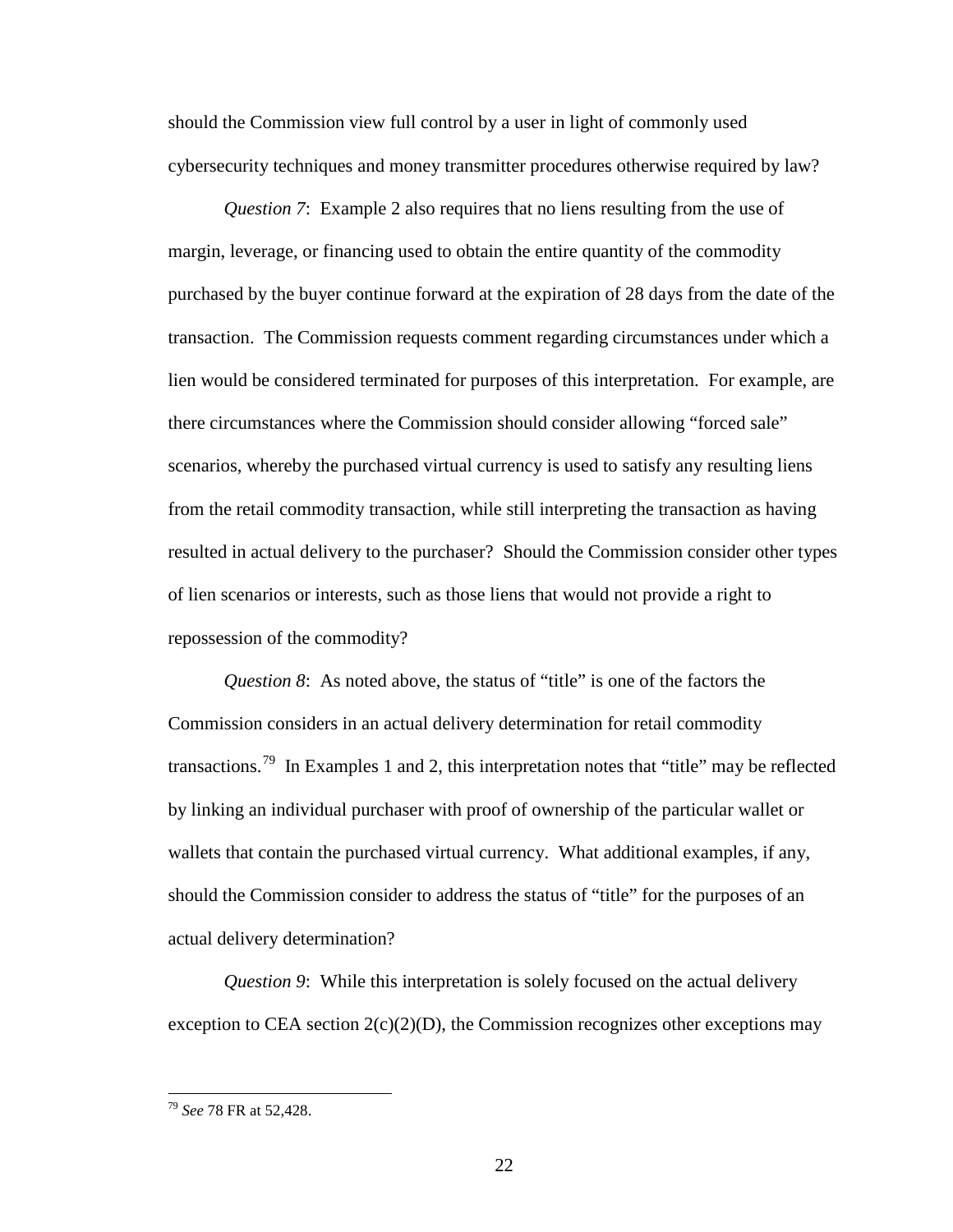should the Commission view full control by a user in light of commonly used cybersecurity techniques and money transmitter procedures otherwise required by law?

*Question 7*: Example 2 also requires that no liens resulting from the use of margin, leverage, or financing used to obtain the entire quantity of the commodity purchased by the buyer continue forward at the expiration of 28 days from the date of the transaction. The Commission requests comment regarding circumstances under which a lien would be considered terminated for purposes of this interpretation. For example, are there circumstances where the Commission should consider allowing "forced sale" scenarios, whereby the purchased virtual currency is used to satisfy any resulting liens from the retail commodity transaction, while still interpreting the transaction as having resulted in actual delivery to the purchaser? Should the Commission consider other types of lien scenarios or interests, such as those liens that would not provide a right to repossession of the commodity?

*Question 8*: As noted above, the status of "title" is one of the factors the Commission considers in an actual delivery determination for retail commodity transactions.[79] In Examples 1 and 2, this interpretation notes that "title" may be reflected by linking an individual purchaser with proof of ownership of the particular wallet or wallets that contain the purchased virtual currency. What additional examples, if any, should the Commission consider to address the status of "title" for the purposes of an actual delivery determination?

*Question 9*: While this interpretation is solely focused on the actual delivery exception to CEA section 2(c)(2)(D), the Commission recognizes other exceptions may

---

[79] *See* 78 FR at 52,428.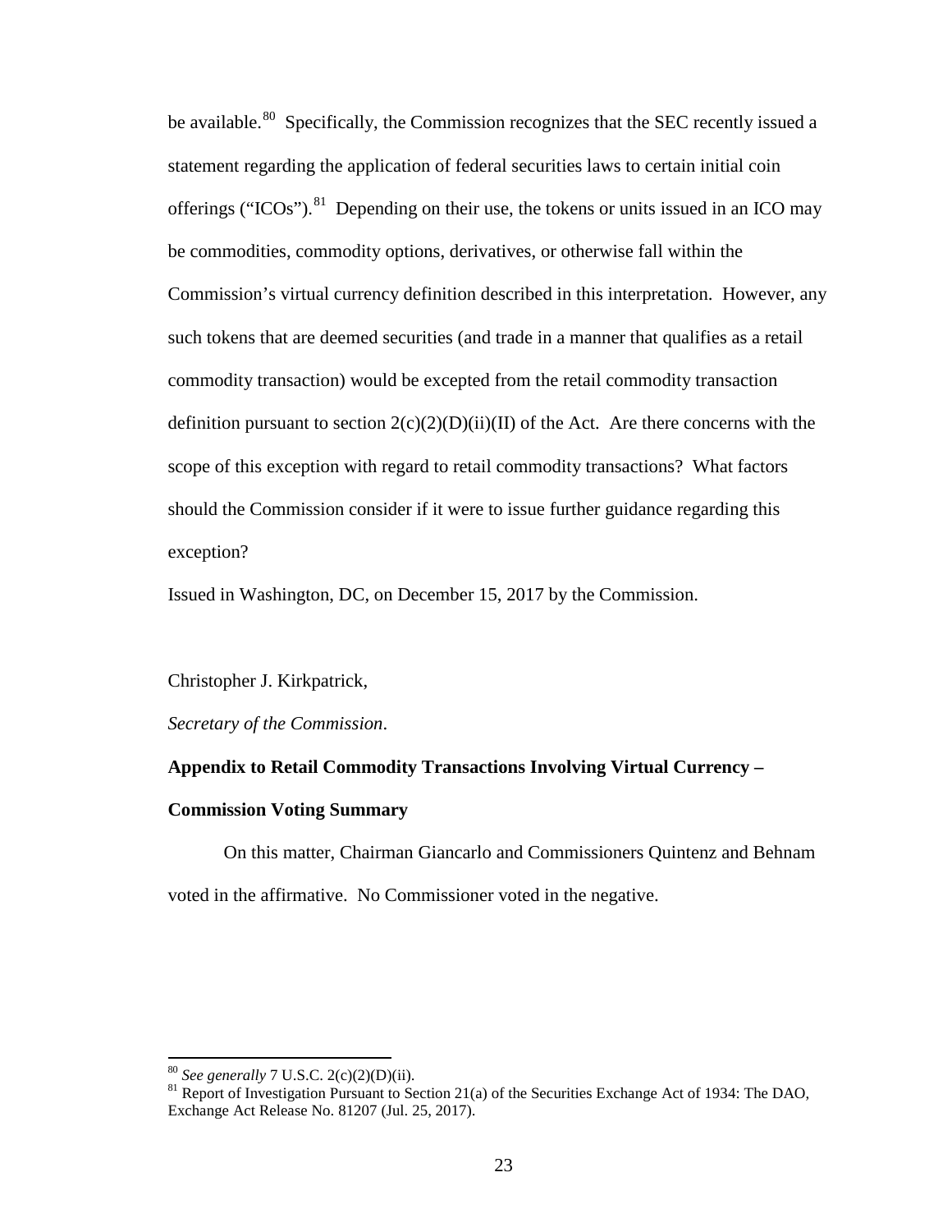be available.[80] Specifically, the Commission recognizes that the SEC recently issued a statement regarding the application of federal securities laws to certain initial coin offerings ("ICOs").[81] Depending on their use, the tokens or units issued in an ICO may be commodities, commodity options, derivatives, or otherwise fall within the Commission's virtual currency definition described in this interpretation. However, any such tokens that are deemed securities (and trade in a manner that qualifies as a retail commodity transaction) would be excepted from the retail commodity transaction definition pursuant to section 2(c)(2)(D)(ii)(II) of the Act. Are there concerns with the scope of this exception with regard to retail commodity transactions? What factors should the Commission consider if it were to issue further guidance regarding this exception?

Issued in Washington, DC, on December 15, 2017 by the Commission.

Christopher J. Kirkpatrick,

*Secretary of the Commission*.

**Appendix to Retail Commodity Transactions Involving Virtual Currency – Commission Voting Summary**

On this matter, Chairman Giancarlo and Commissioners Quintenz and Behnam voted in the affirmative. No Commissioner voted in the negative.

---

[80] *See generally* 7 U.S.C. 2(c)(2)(D)(ii).

[81] Report of Investigation Pursuant to Section 21(a) of the Securities Exchange Act of 1934: The DAO, Exchange Act Release No. 81207 (Jul. 25, 2017).